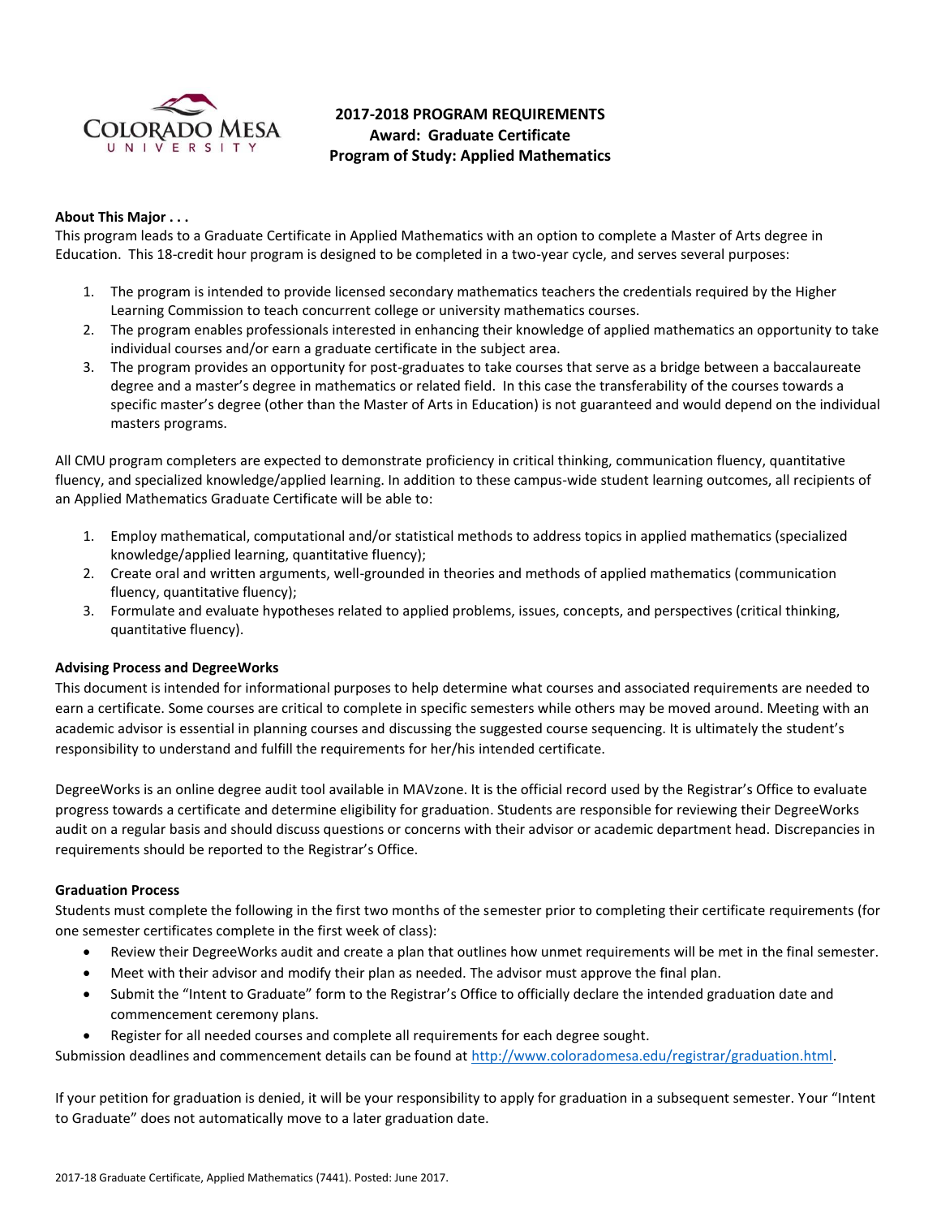# 2017-2018 PROGRAM REQUIREMENTS
## Award: Graduate Certificate
## Program of Study: Applied Mathematics

**About This Major . . .**

This program leads to a Graduate Certificate in Applied Mathematics with an option to complete a Master of Arts degree in Education. This 18-credit hour program is designed to be completed in a two-year cycle, and serves several purposes:

1. The program is intended to provide licensed secondary mathematics teachers the credentials required by the Higher Learning Commission to teach concurrent college or university mathematics courses.
2. The program enables professionals interested in enhancing their knowledge of applied mathematics an opportunity to take individual courses and/or earn a graduate certificate in the subject area.
3. The program provides an opportunity for post-graduates to take courses that serve as a bridge between a baccalaureate degree and a master's degree in mathematics or related field. In this case the transferability of the courses towards a specific master's degree (other than the Master of Arts in Education) is not guaranteed and would depend on the individual masters programs.

All CMU program completers are expected to demonstrate proficiency in critical thinking, communication fluency, quantitative fluency, and specialized knowledge/applied learning. In addition to these campus-wide student learning outcomes, all recipients of an Applied Mathematics Graduate Certificate will be able to:

1. Employ mathematical, computational and/or statistical methods to address topics in applied mathematics (specialized knowledge/applied learning, quantitative fluency);
2. Create oral and written arguments, well-grounded in theories and methods of applied mathematics (communication fluency, quantitative fluency);
3. Formulate and evaluate hypotheses related to applied problems, issues, concepts, and perspectives (critical thinking, quantitative fluency).

**Advising Process and DegreeWorks**

This document is intended for informational purposes to help determine what courses and associated requirements are needed to earn a certificate. Some courses are critical to complete in specific semesters while others may be moved around. Meeting with an academic advisor is essential in planning courses and discussing the suggested course sequencing. It is ultimately the student's responsibility to understand and fulfill the requirements for her/his intended certificate.

DegreeWorks is an online degree audit tool available in MAVzone. It is the official record used by the Registrar's Office to evaluate progress towards a certificate and determine eligibility for graduation. Students are responsible for reviewing their DegreeWorks audit on a regular basis and should discuss questions or concerns with their advisor or academic department head. Discrepancies in requirements should be reported to the Registrar's Office.

**Graduation Process**

Students must complete the following in the first two months of the semester prior to completing their certificate requirements (for one semester certificates complete in the first week of class):

- Review their DegreeWorks audit and create a plan that outlines how unmet requirements will be met in the final semester.
- Meet with their advisor and modify their plan as needed. The advisor must approve the final plan.
- Submit the "Intent to Graduate" form to the Registrar's Office to officially declare the intended graduation date and commencement ceremony plans.
- Register for all needed courses and complete all requirements for each degree sought.

Submission deadlines and commencement details can be found at http://www.coloradomesa.edu/registrar/graduation.html.

If your petition for graduation is denied, it will be your responsibility to apply for graduation in a subsequent semester. Your "Intent to Graduate" does not automatically move to a later graduation date.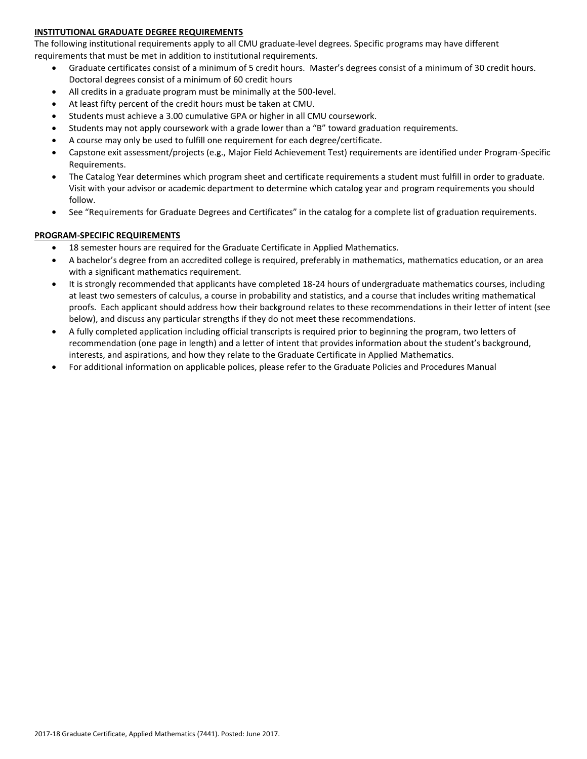## INSTITUTIONAL GRADUATE DEGREE REQUIREMENTS

The following institutional requirements apply to all CMU graduate-level degrees. Specific programs may have different requirements that must be met in addition to institutional requirements.

- Graduate certificates consist of a minimum of 5 credit hours. Master's degrees consist of a minimum of 30 credit hours. Doctoral degrees consist of a minimum of 60 credit hours
- All credits in a graduate program must be minimally at the 500-level.
- At least fifty percent of the credit hours must be taken at CMU.
- Students must achieve a 3.00 cumulative GPA or higher in all CMU coursework.
- Students may not apply coursework with a grade lower than a "B" toward graduation requirements.
- A course may only be used to fulfill one requirement for each degree/certificate.
- Capstone exit assessment/projects (e.g., Major Field Achievement Test) requirements are identified under Program-Specific Requirements.
- The Catalog Year determines which program sheet and certificate requirements a student must fulfill in order to graduate. Visit with your advisor or academic department to determine which catalog year and program requirements you should follow.
- See "Requirements for Graduate Degrees and Certificates" in the catalog for a complete list of graduation requirements.

## PROGRAM-SPECIFIC REQUIREMENTS

- 18 semester hours are required for the Graduate Certificate in Applied Mathematics.
- A bachelor's degree from an accredited college is required, preferably in mathematics, mathematics education, or an area with a significant mathematics requirement.
- It is strongly recommended that applicants have completed 18-24 hours of undergraduate mathematics courses, including at least two semesters of calculus, a course in probability and statistics, and a course that includes writing mathematical proofs. Each applicant should address how their background relates to these recommendations in their letter of intent (see below), and discuss any particular strengths if they do not meet these recommendations.
- A fully completed application including official transcripts is required prior to beginning the program, two letters of recommendation (one page in length) and a letter of intent that provides information about the student's background, interests, and aspirations, and how they relate to the Graduate Certificate in Applied Mathematics.
- For additional information on applicable polices, please refer to the Graduate Policies and Procedures Manual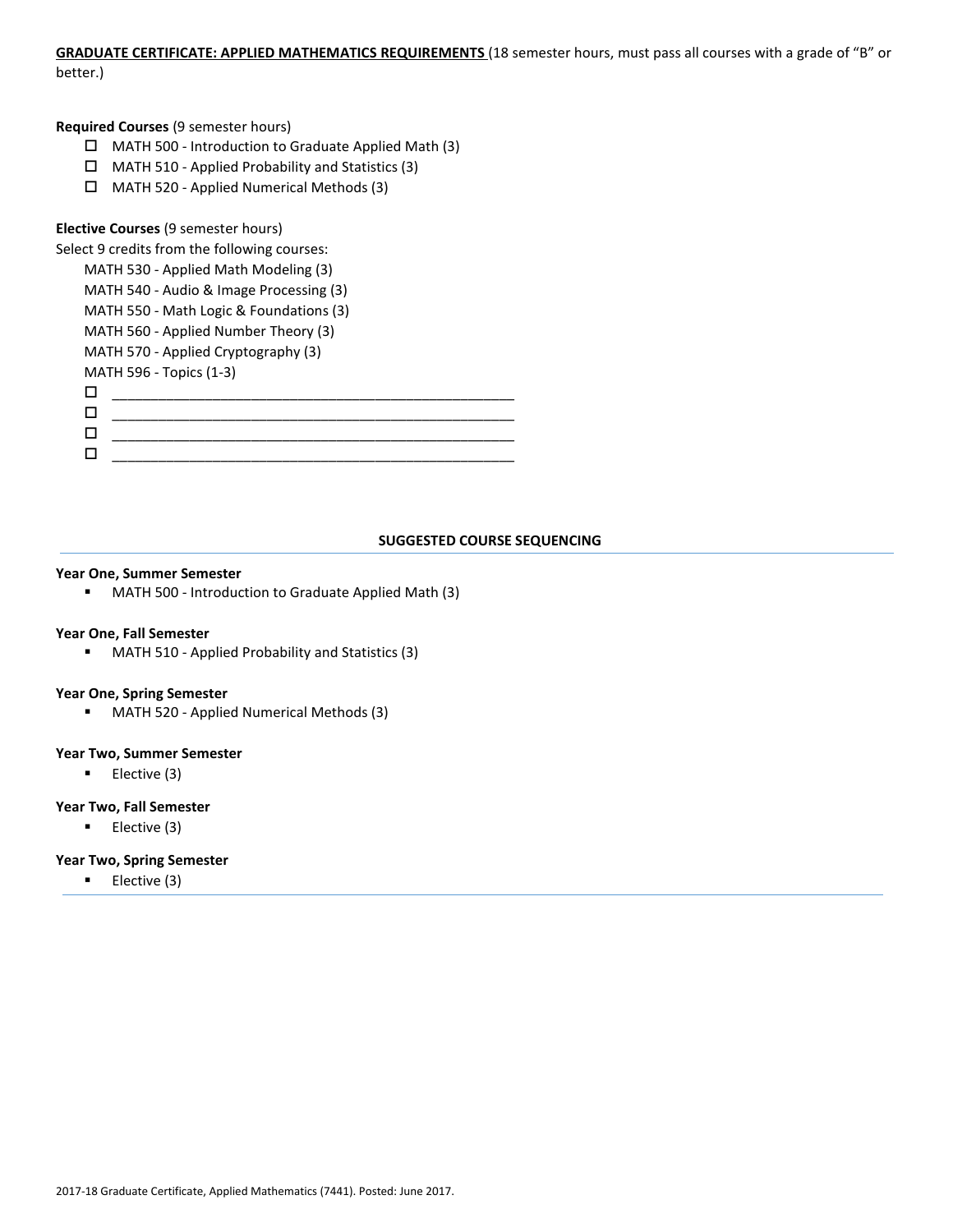**GRADUATE CERTIFICATE: APPLIED MATHEMATICS REQUIREMENTS** (18 semester hours, must pass all courses with a grade of "B" or better.)

**Required Courses** (9 semester hours)

- ☐ MATH 500 - Introduction to Graduate Applied Math (3)
- ☐ MATH 510 - Applied Probability and Statistics (3)
- ☐ MATH 520 - Applied Numerical Methods (3)

**Elective Courses** (9 semester hours)

Select 9 credits from the following courses:

MATH 530 - Applied Math Modeling (3)
MATH 540 - Audio & Image Processing (3)
MATH 550 - Math Logic & Foundations (3)
MATH 560 - Applied Number Theory (3)
MATH 570 - Applied Cryptography (3)
MATH 596 - Topics (1-3)

- ☐ ____________________________________________________
- ☐ ____________________________________________________
- ☐ ____________________________________________________
- ☐ ____________________________________________________

## SUGGESTED COURSE SEQUENCING

**Year One, Summer Semester**

- MATH 500 - Introduction to Graduate Applied Math (3)

**Year One, Fall Semester**

- MATH 510 - Applied Probability and Statistics (3)

**Year One, Spring Semester**

- MATH 520 - Applied Numerical Methods (3)

**Year Two, Summer Semester**

- Elective (3)

**Year Two, Fall Semester**

- Elective (3)

**Year Two, Spring Semester**

- Elective (3)

2017-18 Graduate Certificate, Applied Mathematics (7441). Posted: June 2017.